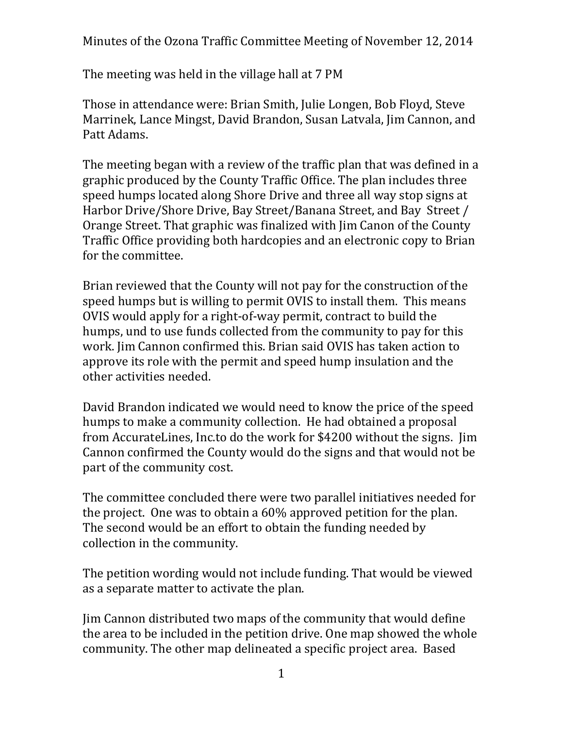Minutes of the Ozona Traffic Committee Meeting of November 12, 2014

The meeting was held in the village hall at 7 PM

Those in attendance were: Brian Smith, Julie Longen, Bob Floyd, Steve Marrinek, Lance Mingst, David Brandon, Susan Latvala, Jim Cannon, and Patt Adams.

The meeting began with a review of the traffic plan that was defined in a graphic produced by the County Traffic Office. The plan includes three speed humps located along Shore Drive and three all way stop signs at Harbor Drive/Shore Drive, Bay Street/Banana Street, and Bay Street / Orange Street. That graphic was finalized with Jim Canon of the County Traffic Office providing both hardcopies and an electronic copy to Brian for the committee.

Brian reviewed that the County will not pay for the construction of the speed humps but is willing to permit OVIS to install them. This means OVIS would apply for a right-of-way permit, contract to build the humps, und to use funds collected from the community to pay for this work. Jim Cannon confirmed this. Brian said OVIS has taken action to approve its role with the permit and speed hump insulation and the other activities needed.

David Brandon indicated we would need to know the price of the speed humps to make a community collection. He had obtained a proposal from AccurateLines, Inc.to do the work for $4200 without the signs. Jim Cannon confirmed the County would do the signs and that would not be part of the community cost.

The committee concluded there were two parallel initiatives needed for the project. One was to obtain a 60% approved petition for the plan. The second would be an effort to obtain the funding needed by collection in the community.

The petition wording would not include funding. That would be viewed as a separate matter to activate the plan.

Jim Cannon distributed two maps of the community that would define the area to be included in the petition drive. One map showed the whole community. The other map delineated a specific project area. Based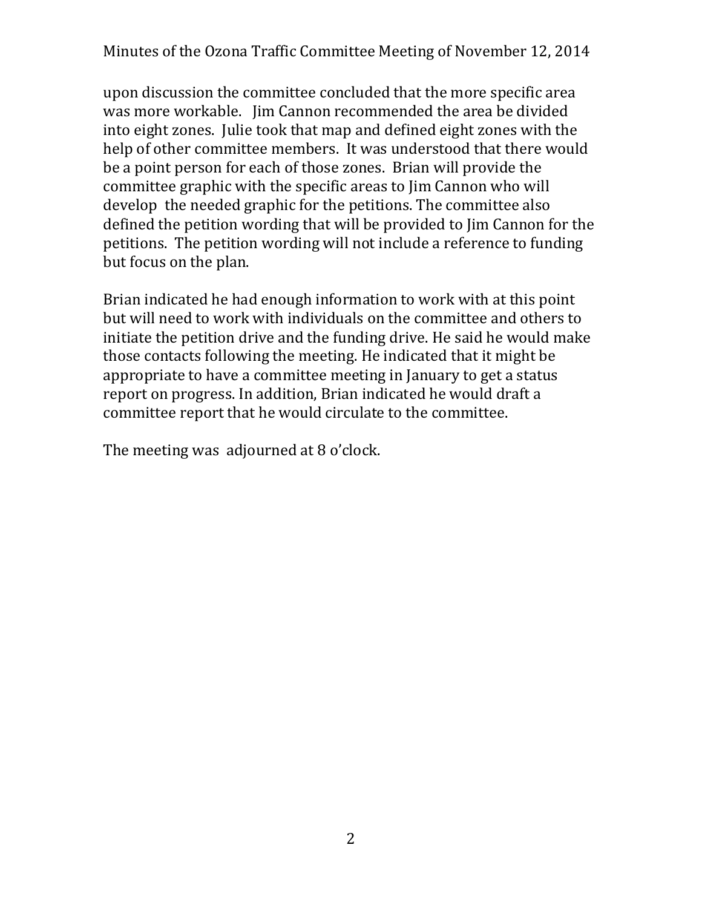upon discussion the committee concluded that the more specific area was more workable. Jim Cannon recommended the area be divided into eight zones. Julie took that map and defined eight zones with the help of other committee members. It was understood that there would be a point person for each of those zones. Brian will provide the committee graphic with the specific areas to Jim Cannon who will develop the needed graphic for the petitions. The committee also defined the petition wording that will be provided to Jim Cannon for the petitions. The petition wording will not include a reference to funding but focus on the plan.

Brian indicated he had enough information to work with at this point but will need to work with individuals on the committee and others to initiate the petition drive and the funding drive. He said he would make those contacts following the meeting. He indicated that it might be appropriate to have a committee meeting in January to get a status report on progress. In addition, Brian indicated he would draft a committee report that he would circulate to the committee.

The meeting was adjourned at 8 o'clock.